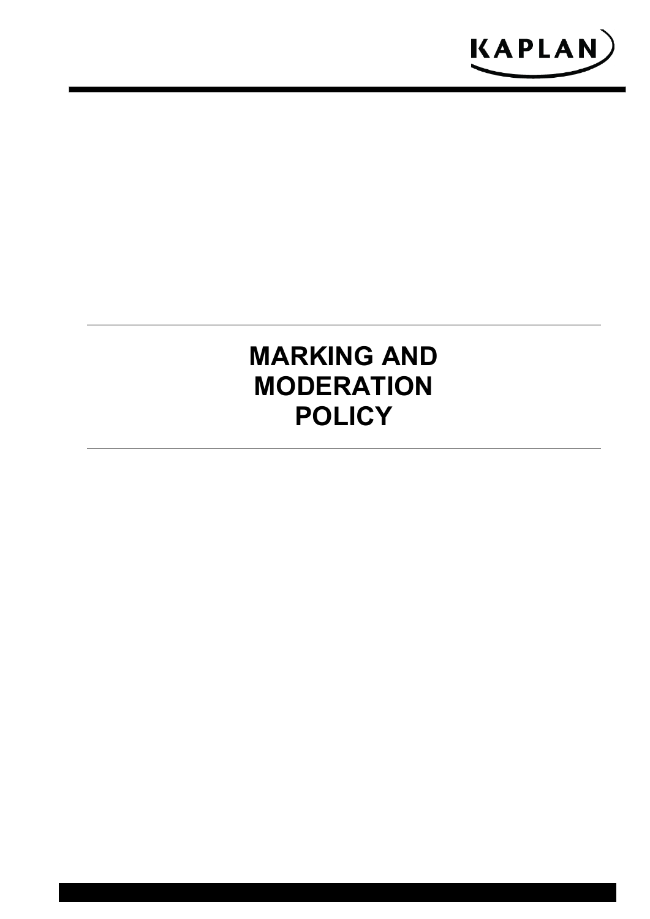KAPLAN

# MARKING AND MODERATION POLICY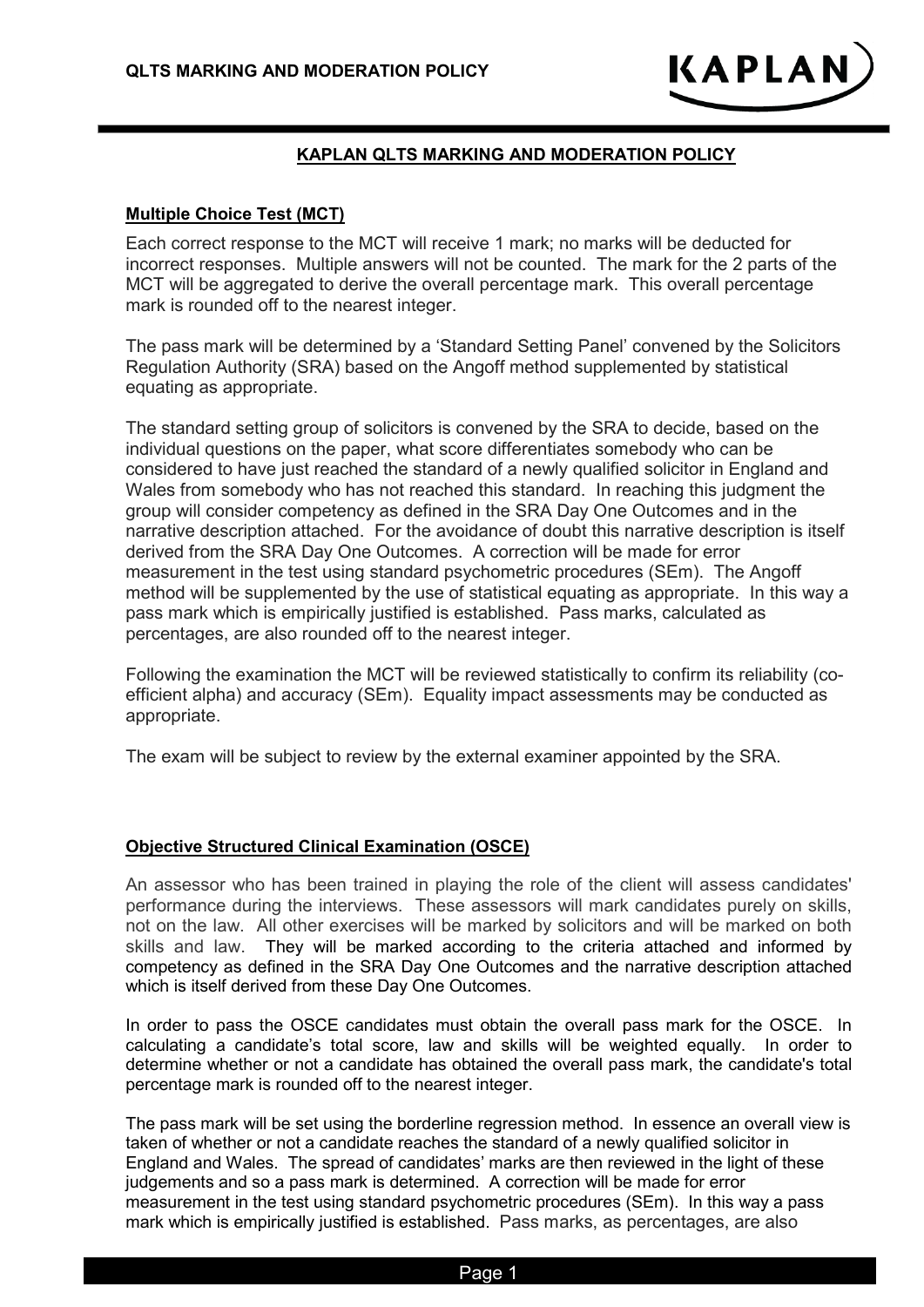# KAPLAN QLTS MARKING AND MODERATION POLICY

## Multiple Choice Test (MCT)

Each correct response to the MCT will receive 1 mark; no marks will be deducted for incorrect responses. Multiple answers will not be counted. The mark for the 2 parts of the MCT will be aggregated to derive the overall percentage mark. This overall percentage mark is rounded off to the nearest integer.

The pass mark will be determined by a 'Standard Setting Panel' convened by the Solicitors Regulation Authority (SRA) based on the Angoff method supplemented by statistical equating as appropriate.

The standard setting group of solicitors is convened by the SRA to decide, based on the individual questions on the paper, what score differentiates somebody who can be considered to have just reached the standard of a newly qualified solicitor in England and Wales from somebody who has not reached this standard. In reaching this judgment the group will consider competency as defined in the SRA Day One Outcomes and in the narrative description attached. For the avoidance of doubt this narrative description is itself derived from the SRA Day One Outcomes. A correction will be made for error measurement in the test using standard psychometric procedures (SEm). The Angoff method will be supplemented by the use of statistical equating as appropriate. In this way a pass mark which is empirically justified is established. Pass marks, calculated as percentages, are also rounded off to the nearest integer.

Following the examination the MCT will be reviewed statistically to confirm its reliability (co-efficient alpha) and accuracy (SEm). Equality impact assessments may be conducted as appropriate.

The exam will be subject to review by the external examiner appointed by the SRA.

## Objective Structured Clinical Examination (OSCE)

An assessor who has been trained in playing the role of the client will assess candidates' performance during the interviews. These assessors will mark candidates purely on skills, not on the law. All other exercises will be marked by solicitors and will be marked on both skills and law. They will be marked according to the criteria attached and informed by competency as defined in the SRA Day One Outcomes and the narrative description attached which is itself derived from these Day One Outcomes.

In order to pass the OSCE candidates must obtain the overall pass mark for the OSCE. In calculating a candidate's total score, law and skills will be weighted equally. In order to determine whether or not a candidate has obtained the overall pass mark, the candidate's total percentage mark is rounded off to the nearest integer.

The pass mark will be set using the borderline regression method. In essence an overall view is taken of whether or not a candidate reaches the standard of a newly qualified solicitor in England and Wales. The spread of candidates' marks are then reviewed in the light of these judgements and so a pass mark is determined. A correction will be made for error measurement in the test using standard psychometric procedures (SEm). In this way a pass mark which is empirically justified is established. Pass marks, as percentages, are also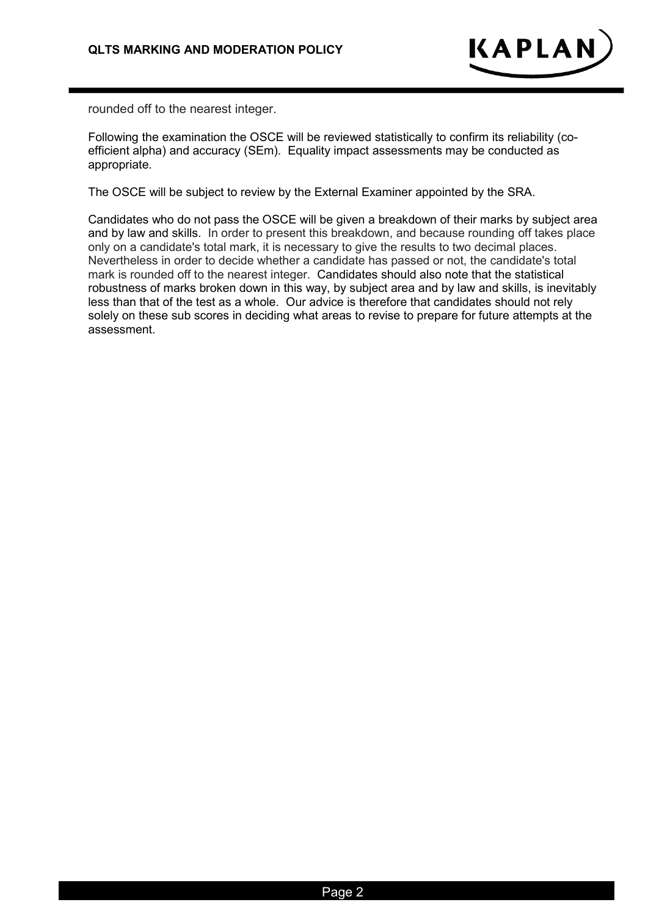rounded off to the nearest integer.

Following the examination the OSCE will be reviewed statistically to confirm its reliability (co-efficient alpha) and accuracy (SEm). Equality impact assessments may be conducted as appropriate.

The OSCE will be subject to review by the External Examiner appointed by the SRA.

Candidates who do not pass the OSCE will be given a breakdown of their marks by subject area and by law and skills. In order to present this breakdown, and because rounding off takes place only on a candidate's total mark, it is necessary to give the results to two decimal places. Nevertheless in order to decide whether a candidate has passed or not, the candidate's total mark is rounded off to the nearest integer. Candidates should also note that the statistical robustness of marks broken down in this way, by subject area and by law and skills, is inevitably less than that of the test as a whole. Our advice is therefore that candidates should not rely solely on these sub scores in deciding what areas to revise to prepare for future attempts at the assessment.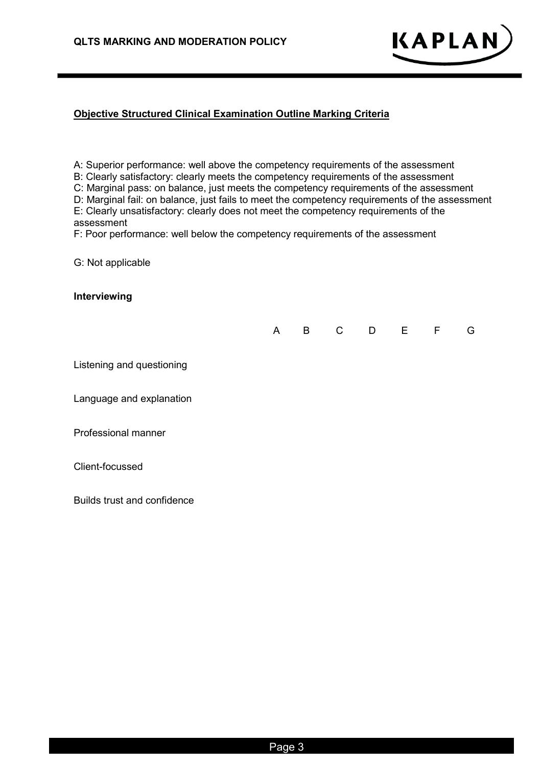**Objective Structured Clinical Examination Outline Marking Criteria**

A: Superior performance: well above the competency requirements of the assessment
B: Clearly satisfactory: clearly meets the competency requirements of the assessment
C: Marginal pass: on balance, just meets the competency requirements of the assessment
D: Marginal fail: on balance, just fails to meet the competency requirements of the assessment
E: Clearly unsatisfactory: clearly does not meet the competency requirements of the assessment
F: Poor performance: well below the competency requirements of the assessment

G: Not applicable

**Interviewing**

| | A | B | C | D | E | F | G |
|---|---|---|---|---|---|---|---|
| Listening and questioning | | | | | | | |
| Language and explanation | | | | | | | |
| Professional manner | | | | | | | |
| Client-focussed | | | | | | | |
| Builds trust and confidence | | | | | | | |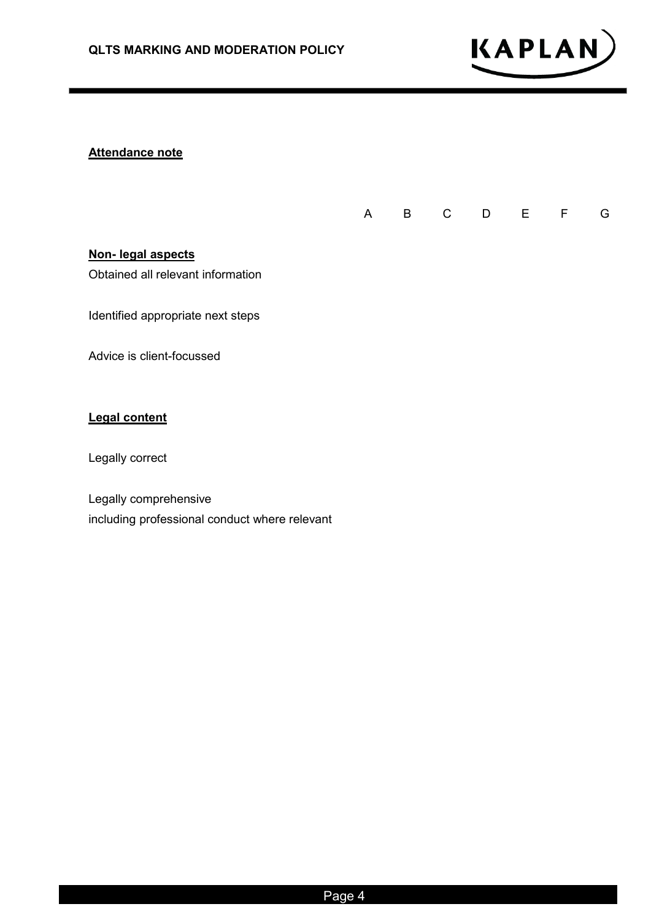**Attendance note**

| | A | B | C | D | E | F | G |
|---|---|---|---|---|---|---|---|
| **Non- legal aspects** | | | | | | | |
| Obtained all relevant information | | | | | | | |
| Identified appropriate next steps | | | | | | | |
| Advice is client-focussed | | | | | | | |
| **Legal content** | | | | | | | |
| Legally correct | | | | | | | |
| Legally comprehensive including professional conduct where relevant | | | | | | | |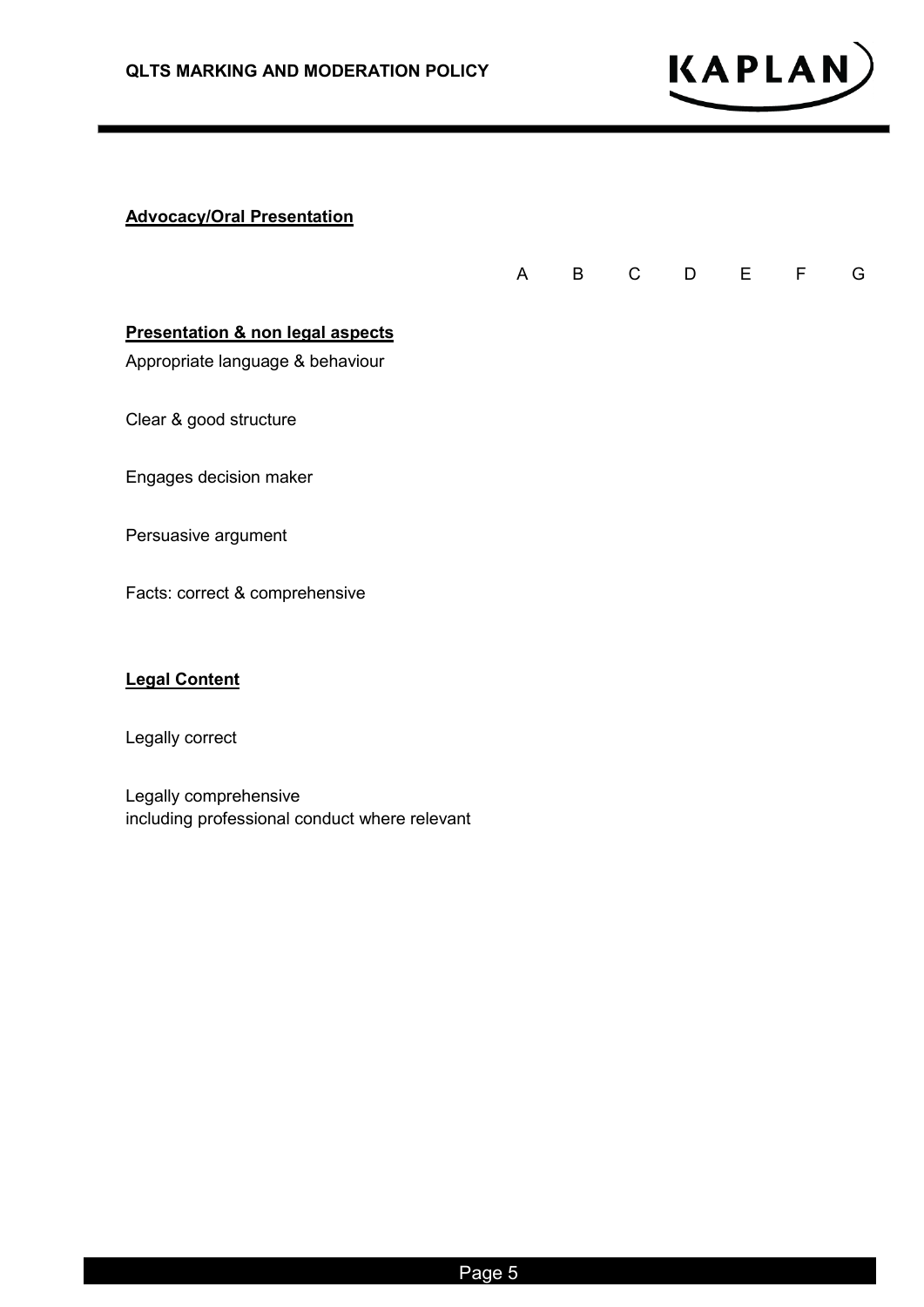**Advocacy/Oral Presentation**

| | A | B | C | D | E | F | G |
|---|---|---|---|---|---|---|---|
| **Presentation & non legal aspects** | | | | | | | |
| Appropriate language & behaviour | | | | | | | |
| Clear & good structure | | | | | | | |
| Engages decision maker | | | | | | | |
| Persuasive argument | | | | | | | |
| Facts: correct & comprehensive | | | | | | | |
| **Legal Content** | | | | | | | |
| Legally correct | | | | | | | |
| Legally comprehensive including professional conduct where relevant | | | | | | | |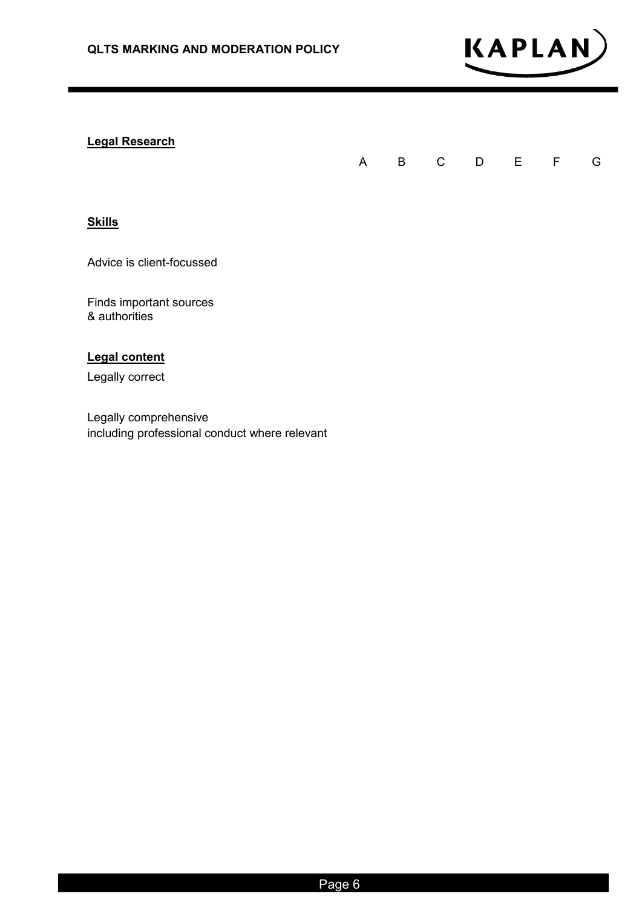**Legal Research**

| | A | B | C | D | E | F | G |
|---|---|---|---|---|---|---|---|
| **Skills** | | | | | | | |
| Advice is client-focussed | | | | | | | |
| Finds important sources & authorities | | | | | | | |
| **Legal content** | | | | | | | |
| Legally correct | | | | | | | |
| Legally comprehensive including professional conduct where relevant | | | | | | | |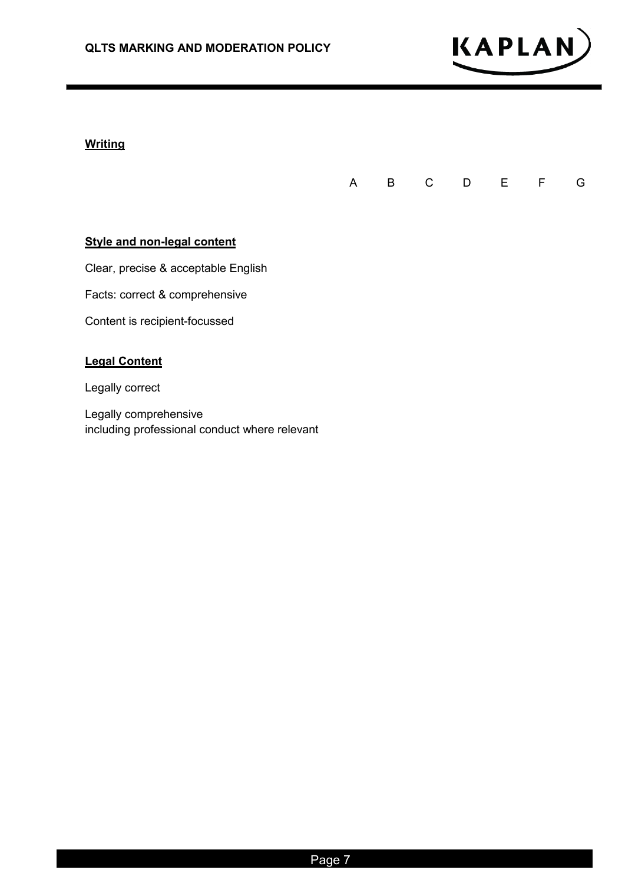**Writing**

| | A | B | C | D | E | F | G |
|---|---|---|---|---|---|---|---|
| **Style and non-legal content** | | | | | | | |
| Clear, precise & acceptable English | | | | | | | |
| Facts: correct & comprehensive | | | | | | | |
| Content is recipient-focussed | | | | | | | |
| **Legal Content** | | | | | | | |
| Legally correct | | | | | | | |
| Legally comprehensive including professional conduct where relevant | | | | | | | |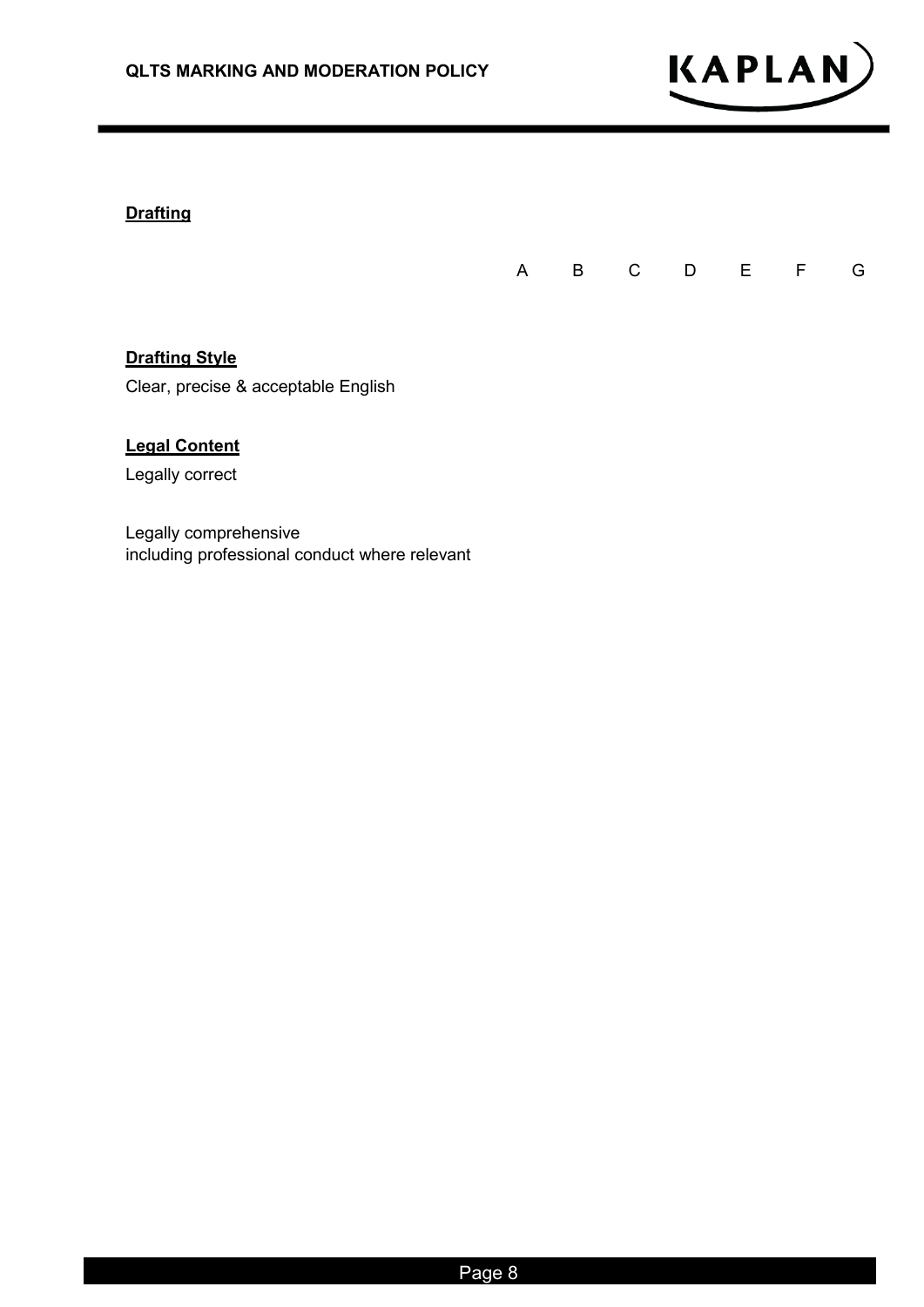**Drafting**

| | A | B | C | D | E | F | G |
|---|---|---|---|---|---|---|---|
| **Drafting Style** | | | | | | | |
| Clear, precise & acceptable English | | | | | | | |
| **Legal Content** | | | | | | | |
| Legally correct | | | | | | | |
| Legally comprehensive including professional conduct where relevant | | | | | | | |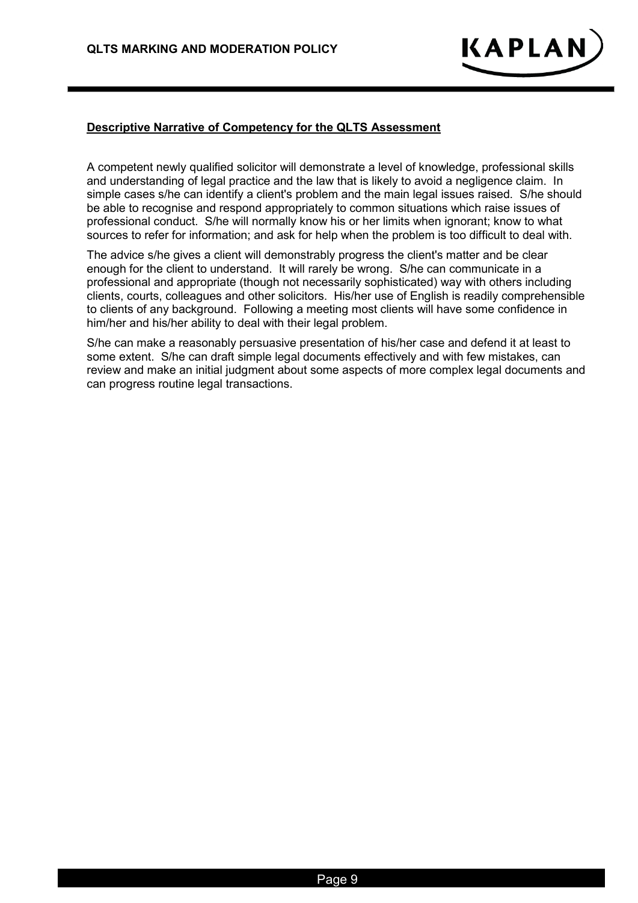## Descriptive Narrative of Competency for the QLTS Assessment

A competent newly qualified solicitor will demonstrate a level of knowledge, professional skills and understanding of legal practice and the law that is likely to avoid a negligence claim. In simple cases s/he can identify a client's problem and the main legal issues raised. S/he should be able to recognise and respond appropriately to common situations which raise issues of professional conduct. S/he will normally know his or her limits when ignorant; know to what sources to refer for information; and ask for help when the problem is too difficult to deal with.

The advice s/he gives a client will demonstrably progress the client's matter and be clear enough for the client to understand. It will rarely be wrong. S/he can communicate in a professional and appropriate (though not necessarily sophisticated) way with others including clients, courts, colleagues and other solicitors. His/her use of English is readily comprehensible to clients of any background. Following a meeting most clients will have some confidence in him/her and his/her ability to deal with their legal problem.

S/he can make a reasonably persuasive presentation of his/her case and defend it at least to some extent. S/he can draft simple legal documents effectively and with few mistakes, can review and make an initial judgment about some aspects of more complex legal documents and can progress routine legal transactions.